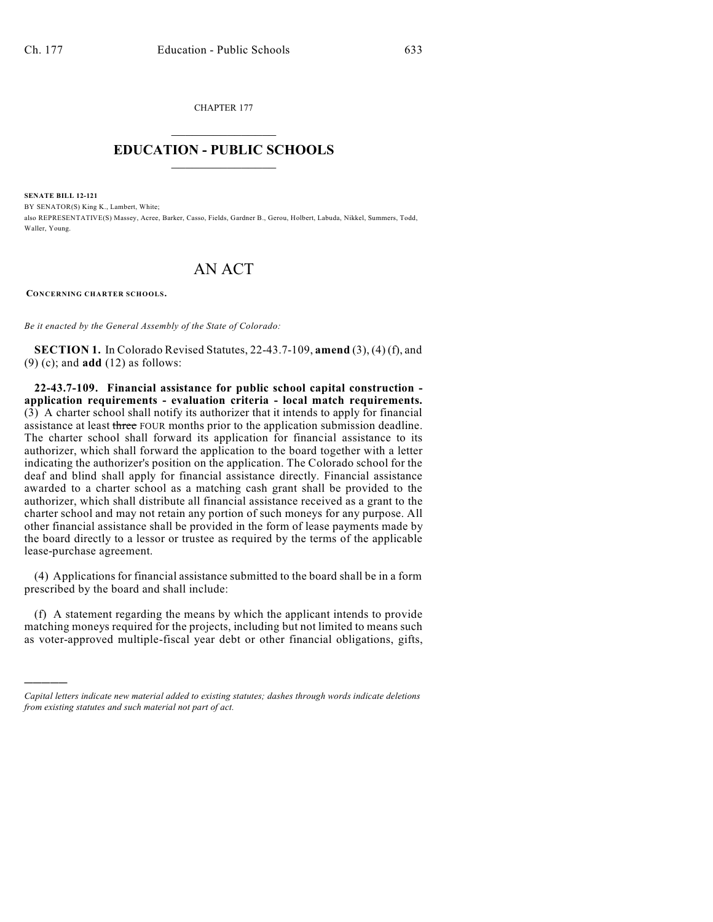CHAPTER 177

# EDUCATION - PUBLIC SCHOOLS

**SENATE BILL 12-121**

BY SENATOR(S) King K., Lambert, White;

also REPRESENTATIVE(S) Massey, Acree, Barker, Casso, Fields, Gardner B., Gerou, Holbert, Labuda, Nikkel, Summers, Todd, Waller, Young.

# AN ACT

**CONCERNING CHARTER SCHOOLS.**

*Be it enacted by the General Assembly of the State of Colorado:*

**SECTION 1.** In Colorado Revised Statutes, 22-43.7-109, **amend** (3), (4) (f), and (9) (c); and **add** (12) as follows:

**22-43.7-109. Financial assistance for public school capital construction - application requirements - evaluation criteria - local match requirements.** (3) A charter school shall notify its authorizer that it intends to apply for financial assistance at least ~~three~~ FOUR months prior to the application submission deadline. The charter school shall forward its application for financial assistance to its authorizer, which shall forward the application to the board together with a letter indicating the authorizer's position on the application. The Colorado school for the deaf and blind shall apply for financial assistance directly. Financial assistance awarded to a charter school as a matching cash grant shall be provided to the authorizer, which shall distribute all financial assistance received as a grant to the charter school and may not retain any portion of such moneys for any purpose. All other financial assistance shall be provided in the form of lease payments made by the board directly to a lessor or trustee as required by the terms of the applicable lease-purchase agreement.

(4) Applications for financial assistance submitted to the board shall be in a form prescribed by the board and shall include:

(f) A statement regarding the means by which the applicant intends to provide matching moneys required for the projects, including but not limited to means such as voter-approved multiple-fiscal year debt or other financial obligations, gifts,

---

*Capital letters indicate new material added to existing statutes; dashes through words indicate deletions from existing statutes and such material not part of act.*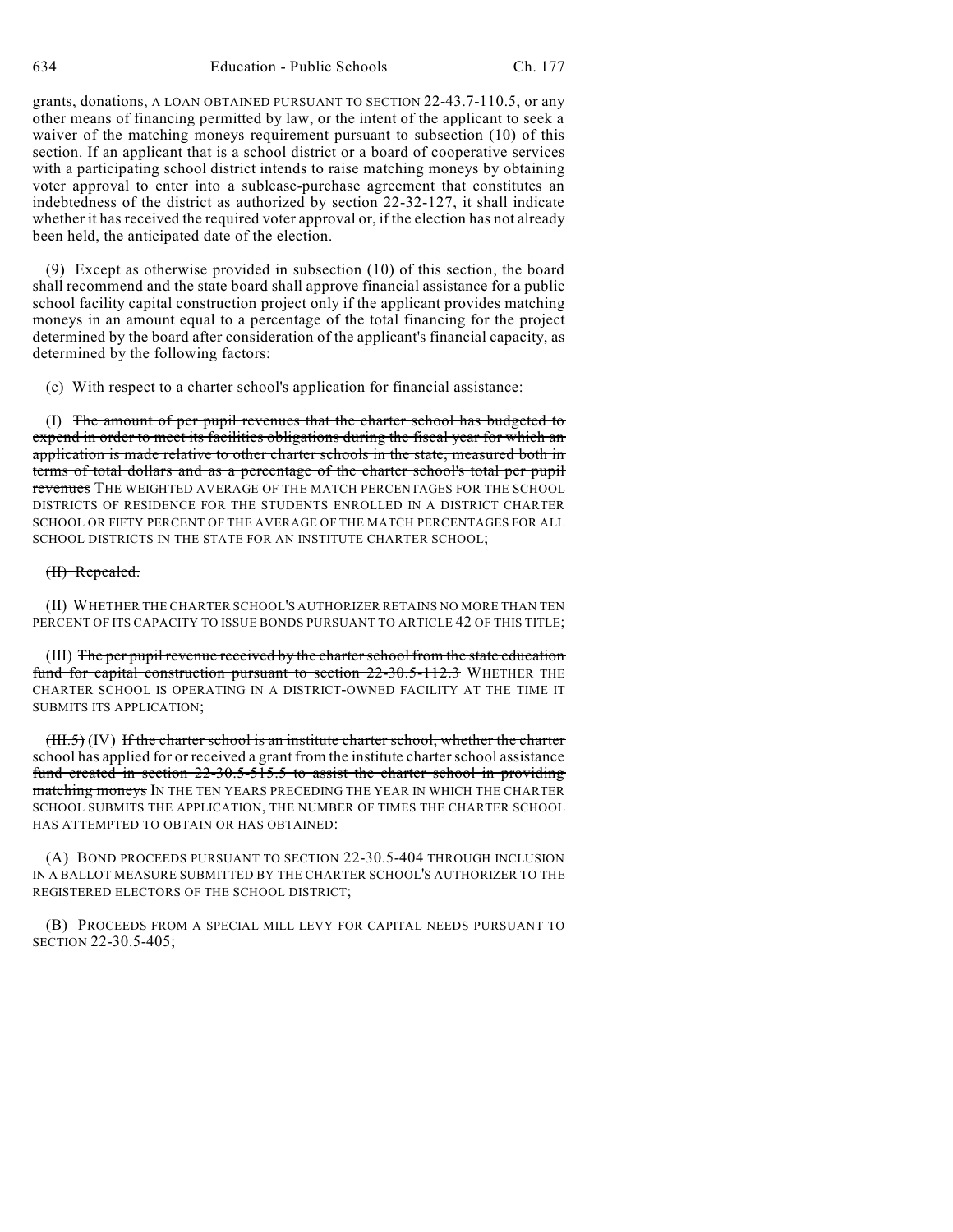grants, donations, A LOAN OBTAINED PURSUANT TO SECTION 22-43.7-110.5, or any other means of financing permitted by law, or the intent of the applicant to seek a waiver of the matching moneys requirement pursuant to subsection (10) of this section. If an applicant that is a school district or a board of cooperative services with a participating school district intends to raise matching moneys by obtaining voter approval to enter into a sublease-purchase agreement that constitutes an indebtedness of the district as authorized by section 22-32-127, it shall indicate whether it has received the required voter approval or, if the election has not already been held, the anticipated date of the election.

(9) Except as otherwise provided in subsection (10) of this section, the board shall recommend and the state board shall approve financial assistance for a public school facility capital construction project only if the applicant provides matching moneys in an amount equal to a percentage of the total financing for the project determined by the board after consideration of the applicant's financial capacity, as determined by the following factors:

(c) With respect to a charter school's application for financial assistance:

(I) ~~The amount of per pupil revenues that the charter school has budgeted to expend in order to meet its facilities obligations during the fiscal year for which an application is made relative to other charter schools in the state, measured both in terms of total dollars and as a percentage of the charter school's total per pupil revenues~~ THE WEIGHTED AVERAGE OF THE MATCH PERCENTAGES FOR THE SCHOOL DISTRICTS OF RESIDENCE FOR THE STUDENTS ENROLLED IN A DISTRICT CHARTER SCHOOL OR FIFTY PERCENT OF THE AVERAGE OF THE MATCH PERCENTAGES FOR ALL SCHOOL DISTRICTS IN THE STATE FOR AN INSTITUTE CHARTER SCHOOL;

~~(II) Repealed.~~

(II) WHETHER THE CHARTER SCHOOL'S AUTHORIZER RETAINS NO MORE THAN TEN PERCENT OF ITS CAPACITY TO ISSUE BONDS PURSUANT TO ARTICLE 42 OF THIS TITLE;

(III) ~~The per pupil revenue received by the charter school from the state education fund for capital construction pursuant to section 22-30.5-112.3~~ WHETHER THE CHARTER SCHOOL IS OPERATING IN A DISTRICT-OWNED FACILITY AT THE TIME IT SUBMITS ITS APPLICATION;

~~(III.5)~~ (IV) ~~If the charter school is an institute charter school, whether the charter school has applied for or received a grant from the institute charter school assistance fund created in section 22-30.5-515.5 to assist the charter school in providing matching moneys~~ IN THE TEN YEARS PRECEDING THE YEAR IN WHICH THE CHARTER SCHOOL SUBMITS THE APPLICATION, THE NUMBER OF TIMES THE CHARTER SCHOOL HAS ATTEMPTED TO OBTAIN OR HAS OBTAINED:

(A) BOND PROCEEDS PURSUANT TO SECTION 22-30.5-404 THROUGH INCLUSION IN A BALLOT MEASURE SUBMITTED BY THE CHARTER SCHOOL'S AUTHORIZER TO THE REGISTERED ELECTORS OF THE SCHOOL DISTRICT;

(B) PROCEEDS FROM A SPECIAL MILL LEVY FOR CAPITAL NEEDS PURSUANT TO SECTION 22-30.5-405;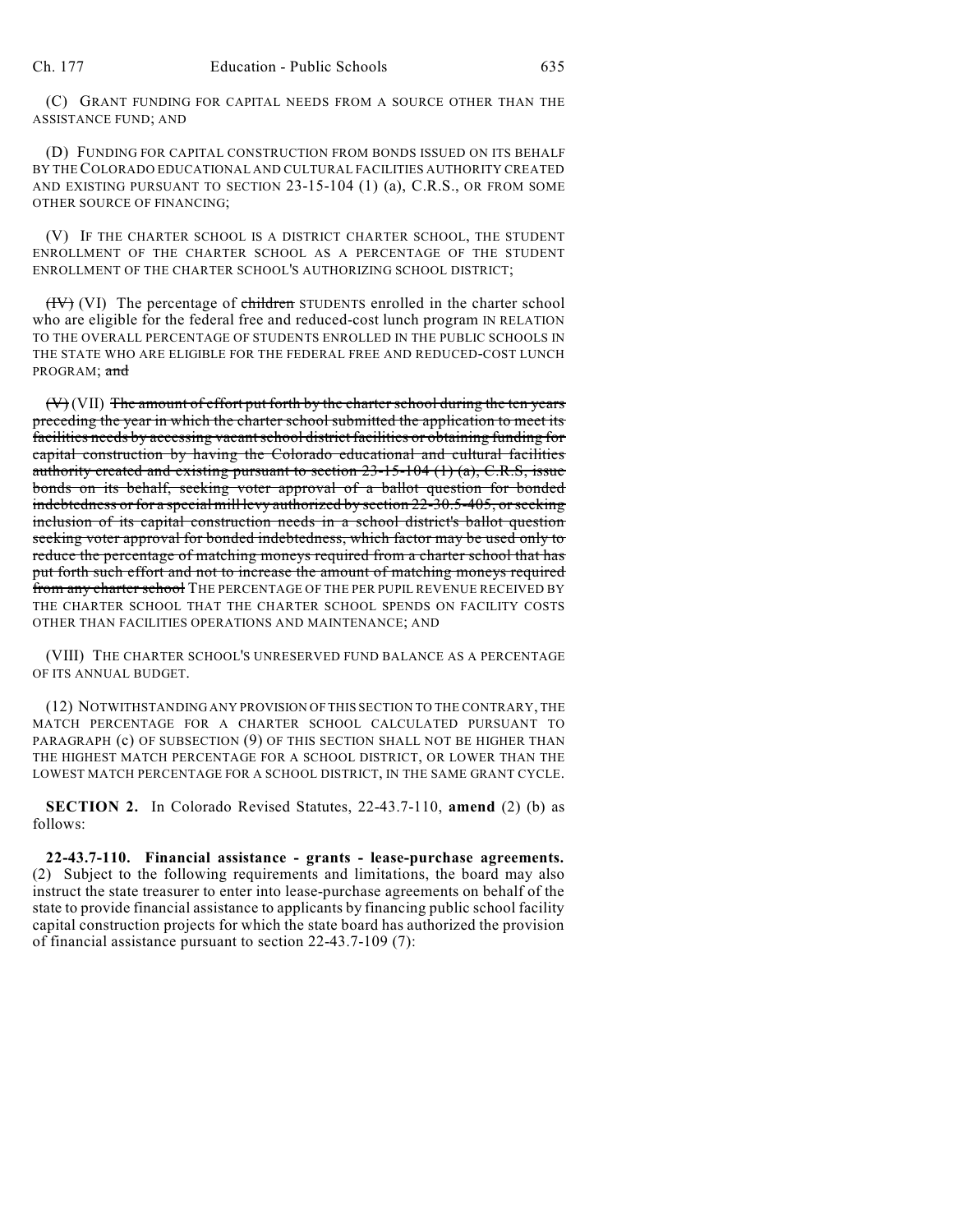(C) GRANT FUNDING FOR CAPITAL NEEDS FROM A SOURCE OTHER THAN THE ASSISTANCE FUND; AND

(D) FUNDING FOR CAPITAL CONSTRUCTION FROM BONDS ISSUED ON ITS BEHALF BY THE COLORADO EDUCATIONAL AND CULTURAL FACILITIES AUTHORITY CREATED AND EXISTING PURSUANT TO SECTION 23-15-104 (1) (a), C.R.S., OR FROM SOME OTHER SOURCE OF FINANCING;

(V) IF THE CHARTER SCHOOL IS A DISTRICT CHARTER SCHOOL, THE STUDENT ENROLLMENT OF THE CHARTER SCHOOL AS A PERCENTAGE OF THE STUDENT ENROLLMENT OF THE CHARTER SCHOOL'S AUTHORIZING SCHOOL DISTRICT;

~~(IV)~~ (VI) The percentage of ~~children~~ STUDENTS enrolled in the charter school who are eligible for the federal free and reduced-cost lunch program IN RELATION TO THE OVERALL PERCENTAGE OF STUDENTS ENROLLED IN THE PUBLIC SCHOOLS IN THE STATE WHO ARE ELIGIBLE FOR THE FEDERAL FREE AND REDUCED-COST LUNCH PROGRAM; ~~and~~

~~(V)~~ (VII) ~~The amount of effort put forth by the charter school during the ten years preceding the year in which the charter school submitted the application to meet its facilities needs by accessing vacant school district facilities or obtaining funding for capital construction by having the Colorado educational and cultural facilities authority created and existing pursuant to section 23-15-104 (1) (a), C.R.S, issue bonds on its behalf, seeking voter approval of a ballot question for bonded indebtedness or for a special mill levy authorized by section 22-30.5-405, or seeking inclusion of its capital construction needs in a school district's ballot question seeking voter approval for bonded indebtedness, which factor may be used only to reduce the percentage of matching moneys required from a charter school that has put forth such effort and not to increase the amount of matching moneys required from any charter school~~ THE PERCENTAGE OF THE PER PUPIL REVENUE RECEIVED BY THE CHARTER SCHOOL THAT THE CHARTER SCHOOL SPENDS ON FACILITY COSTS OTHER THAN FACILITIES OPERATIONS AND MAINTENANCE; AND

(VIII) THE CHARTER SCHOOL'S UNRESERVED FUND BALANCE AS A PERCENTAGE OF ITS ANNUAL BUDGET.

(12) NOTWITHSTANDING ANY PROVISION OF THIS SECTION TO THE CONTRARY, THE MATCH PERCENTAGE FOR A CHARTER SCHOOL CALCULATED PURSUANT TO PARAGRAPH (c) OF SUBSECTION (9) OF THIS SECTION SHALL NOT BE HIGHER THAN THE HIGHEST MATCH PERCENTAGE FOR A SCHOOL DISTRICT, OR LOWER THAN THE LOWEST MATCH PERCENTAGE FOR A SCHOOL DISTRICT, IN THE SAME GRANT CYCLE.

**SECTION 2.** In Colorado Revised Statutes, 22-43.7-110, **amend** (2) (b) as follows:

**22-43.7-110. Financial assistance - grants - lease-purchase agreements.** (2) Subject to the following requirements and limitations, the board may also instruct the state treasurer to enter into lease-purchase agreements on behalf of the state to provide financial assistance to applicants by financing public school facility capital construction projects for which the state board has authorized the provision of financial assistance pursuant to section 22-43.7-109 (7):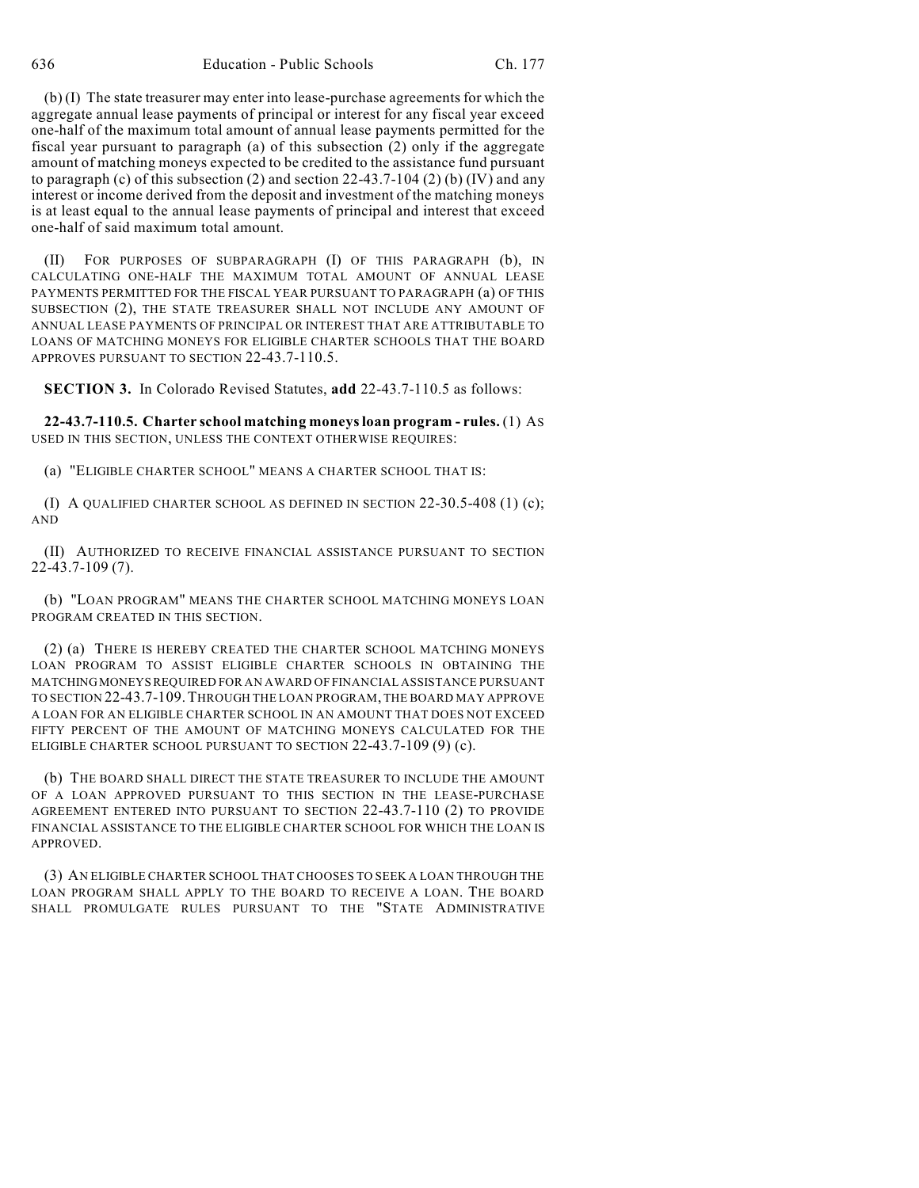(b) (I) The state treasurer may enter into lease-purchase agreements for which the aggregate annual lease payments of principal or interest for any fiscal year exceed one-half of the maximum total amount of annual lease payments permitted for the fiscal year pursuant to paragraph (a) of this subsection (2) only if the aggregate amount of matching moneys expected to be credited to the assistance fund pursuant to paragraph (c) of this subsection (2) and section 22-43.7-104 (2) (b) (IV) and any interest or income derived from the deposit and investment of the matching moneys is at least equal to the annual lease payments of principal and interest that exceed one-half of said maximum total amount.

(II) FOR PURPOSES OF SUBPARAGRAPH (I) OF THIS PARAGRAPH (b), IN CALCULATING ONE-HALF THE MAXIMUM TOTAL AMOUNT OF ANNUAL LEASE PAYMENTS PERMITTED FOR THE FISCAL YEAR PURSUANT TO PARAGRAPH (a) OF THIS SUBSECTION (2), THE STATE TREASURER SHALL NOT INCLUDE ANY AMOUNT OF ANNUAL LEASE PAYMENTS OF PRINCIPAL OR INTEREST THAT ARE ATTRIBUTABLE TO LOANS OF MATCHING MONEYS FOR ELIGIBLE CHARTER SCHOOLS THAT THE BOARD APPROVES PURSUANT TO SECTION 22-43.7-110.5.

**SECTION 3.** In Colorado Revised Statutes, **add** 22-43.7-110.5 as follows:

**22-43.7-110.5. Charter school matching moneys loan program - rules.** (1) AS USED IN THIS SECTION, UNLESS THE CONTEXT OTHERWISE REQUIRES:

(a) "ELIGIBLE CHARTER SCHOOL" MEANS A CHARTER SCHOOL THAT IS:

(I) A QUALIFIED CHARTER SCHOOL AS DEFINED IN SECTION 22-30.5-408 (1) (c); AND

(II) AUTHORIZED TO RECEIVE FINANCIAL ASSISTANCE PURSUANT TO SECTION 22-43.7-109 (7).

(b) "LOAN PROGRAM" MEANS THE CHARTER SCHOOL MATCHING MONEYS LOAN PROGRAM CREATED IN THIS SECTION.

(2) (a) THERE IS HEREBY CREATED THE CHARTER SCHOOL MATCHING MONEYS LOAN PROGRAM TO ASSIST ELIGIBLE CHARTER SCHOOLS IN OBTAINING THE MATCHING MONEYS REQUIRED FOR AN AWARD OF FINANCIAL ASSISTANCE PURSUANT TO SECTION 22-43.7-109. THROUGH THE LOAN PROGRAM, THE BOARD MAY APPROVE A LOAN FOR AN ELIGIBLE CHARTER SCHOOL IN AN AMOUNT THAT DOES NOT EXCEED FIFTY PERCENT OF THE AMOUNT OF MATCHING MONEYS CALCULATED FOR THE ELIGIBLE CHARTER SCHOOL PURSUANT TO SECTION 22-43.7-109 (9) (c).

(b) THE BOARD SHALL DIRECT THE STATE TREASURER TO INCLUDE THE AMOUNT OF A LOAN APPROVED PURSUANT TO THIS SECTION IN THE LEASE-PURCHASE AGREEMENT ENTERED INTO PURSUANT TO SECTION 22-43.7-110 (2) TO PROVIDE FINANCIAL ASSISTANCE TO THE ELIGIBLE CHARTER SCHOOL FOR WHICH THE LOAN IS APPROVED.

(3) AN ELIGIBLE CHARTER SCHOOL THAT CHOOSES TO SEEK A LOAN THROUGH THE LOAN PROGRAM SHALL APPLY TO THE BOARD TO RECEIVE A LOAN. THE BOARD SHALL PROMULGATE RULES PURSUANT TO THE "STATE ADMINISTRATIVE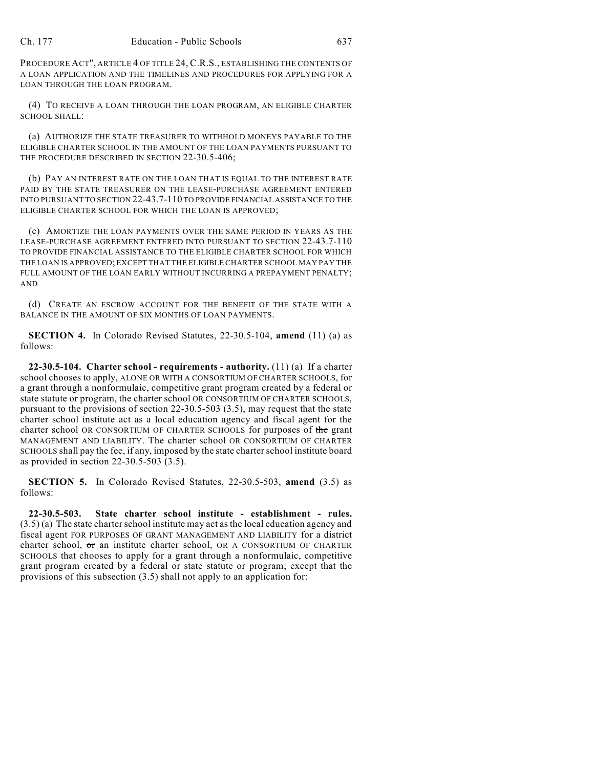PROCEDURE ACT", ARTICLE 4 OF TITLE 24, C.R.S., ESTABLISHING THE CONTENTS OF A LOAN APPLICATION AND THE TIMELINES AND PROCEDURES FOR APPLYING FOR A LOAN THROUGH THE LOAN PROGRAM.

(4) TO RECEIVE A LOAN THROUGH THE LOAN PROGRAM, AN ELIGIBLE CHARTER SCHOOL SHALL:

(a) AUTHORIZE THE STATE TREASURER TO WITHHOLD MONEYS PAYABLE TO THE ELIGIBLE CHARTER SCHOOL IN THE AMOUNT OF THE LOAN PAYMENTS PURSUANT TO THE PROCEDURE DESCRIBED IN SECTION 22-30.5-406;

(b) PAY AN INTEREST RATE ON THE LOAN THAT IS EQUAL TO THE INTEREST RATE PAID BY THE STATE TREASURER ON THE LEASE-PURCHASE AGREEMENT ENTERED INTO PURSUANT TO SECTION 22-43.7-110 TO PROVIDE FINANCIAL ASSISTANCE TO THE ELIGIBLE CHARTER SCHOOL FOR WHICH THE LOAN IS APPROVED;

(c) AMORTIZE THE LOAN PAYMENTS OVER THE SAME PERIOD IN YEARS AS THE LEASE-PURCHASE AGREEMENT ENTERED INTO PURSUANT TO SECTION 22-43.7-110 TO PROVIDE FINANCIAL ASSISTANCE TO THE ELIGIBLE CHARTER SCHOOL FOR WHICH THE LOAN IS APPROVED; EXCEPT THAT THE ELIGIBLE CHARTER SCHOOL MAY PAY THE FULL AMOUNT OF THE LOAN EARLY WITHOUT INCURRING A PREPAYMENT PENALTY; AND

(d) CREATE AN ESCROW ACCOUNT FOR THE BENEFIT OF THE STATE WITH A BALANCE IN THE AMOUNT OF SIX MONTHS OF LOAN PAYMENTS.

**SECTION 4.** In Colorado Revised Statutes, 22-30.5-104, **amend** (11) (a) as follows:

**22-30.5-104. Charter school - requirements - authority.** (11) (a) If a charter school chooses to apply, ALONE OR WITH A CONSORTIUM OF CHARTER SCHOOLS, for a grant through a nonformulaic, competitive grant program created by a federal or state statute or program, the charter school OR CONSORTIUM OF CHARTER SCHOOLS, pursuant to the provisions of section 22-30.5-503 (3.5), may request that the state charter school institute act as a local education agency and fiscal agent for the charter school OR CONSORTIUM OF CHARTER SCHOOLS for purposes of ~~the~~ grant MANAGEMENT AND LIABILITY. The charter school OR CONSORTIUM OF CHARTER SCHOOLS shall pay the fee, if any, imposed by the state charter school institute board as provided in section 22-30.5-503 (3.5).

**SECTION 5.** In Colorado Revised Statutes, 22-30.5-503, **amend** (3.5) as follows:

**22-30.5-503. State charter school institute - establishment - rules.** (3.5) (a) The state charter school institute may act as the local education agency and fiscal agent FOR PURPOSES OF GRANT MANAGEMENT AND LIABILITY for a district charter school, ~~or~~ an institute charter school, OR A CONSORTIUM OF CHARTER SCHOOLS that chooses to apply for a grant through a nonformulaic, competitive grant program created by a federal or state statute or program; except that the provisions of this subsection (3.5) shall not apply to an application for: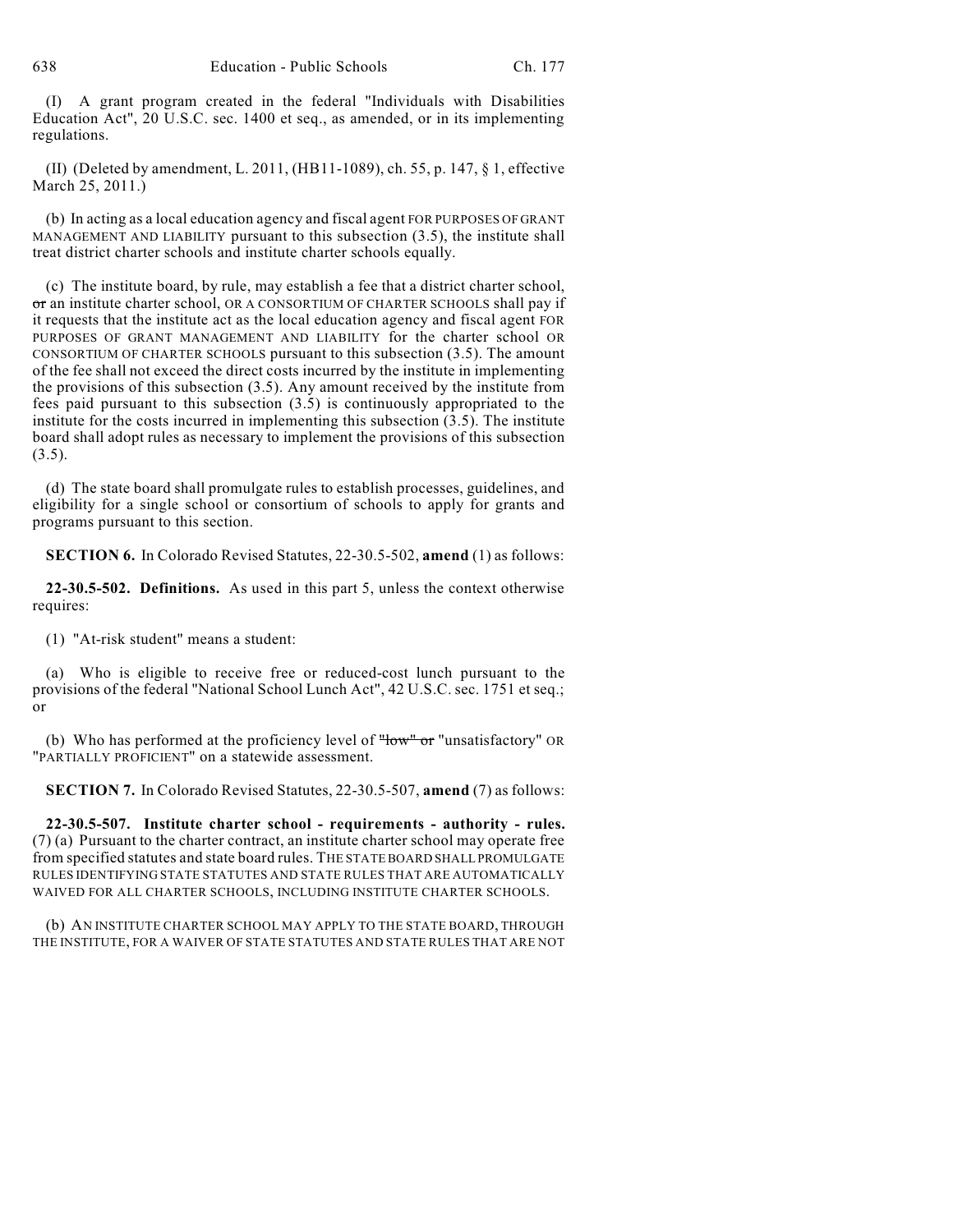(I) A grant program created in the federal "Individuals with Disabilities Education Act", 20 U.S.C. sec. 1400 et seq., as amended, or in its implementing regulations.

(II) (Deleted by amendment, L. 2011, (HB11-1089), ch. 55, p. 147, § 1, effective March 25, 2011.)

(b) In acting as a local education agency and fiscal agent FOR PURPOSES OF GRANT MANAGEMENT AND LIABILITY pursuant to this subsection (3.5), the institute shall treat district charter schools and institute charter schools equally.

(c) The institute board, by rule, may establish a fee that a district charter school, ~~or~~ an institute charter school, OR A CONSORTIUM OF CHARTER SCHOOLS shall pay if it requests that the institute act as the local education agency and fiscal agent FOR PURPOSES OF GRANT MANAGEMENT AND LIABILITY for the charter school OR CONSORTIUM OF CHARTER SCHOOLS pursuant to this subsection (3.5). The amount of the fee shall not exceed the direct costs incurred by the institute in implementing the provisions of this subsection (3.5). Any amount received by the institute from fees paid pursuant to this subsection (3.5) is continuously appropriated to the institute for the costs incurred in implementing this subsection (3.5). The institute board shall adopt rules as necessary to implement the provisions of this subsection (3.5).

(d) The state board shall promulgate rules to establish processes, guidelines, and eligibility for a single school or consortium of schools to apply for grants and programs pursuant to this section.

**SECTION 6.** In Colorado Revised Statutes, 22-30.5-502, **amend** (1) as follows:

**22-30.5-502. Definitions.** As used in this part 5, unless the context otherwise requires:

(1) "At-risk student" means a student:

(a) Who is eligible to receive free or reduced-cost lunch pursuant to the provisions of the federal "National School Lunch Act", 42 U.S.C. sec. 1751 et seq.; or

(b) Who has performed at the proficiency level of ~~"low" or~~ "unsatisfactory" OR "PARTIALLY PROFICIENT" on a statewide assessment.

**SECTION 7.** In Colorado Revised Statutes, 22-30.5-507, **amend** (7) as follows:

**22-30.5-507. Institute charter school - requirements - authority - rules.** (7) (a) Pursuant to the charter contract, an institute charter school may operate free from specified statutes and state board rules. THE STATE BOARD SHALL PROMULGATE RULES IDENTIFYING STATE STATUTES AND STATE RULES THAT ARE AUTOMATICALLY WAIVED FOR ALL CHARTER SCHOOLS, INCLUDING INSTITUTE CHARTER SCHOOLS.

(b) AN INSTITUTE CHARTER SCHOOL MAY APPLY TO THE STATE BOARD, THROUGH THE INSTITUTE, FOR A WAIVER OF STATE STATUTES AND STATE RULES THAT ARE NOT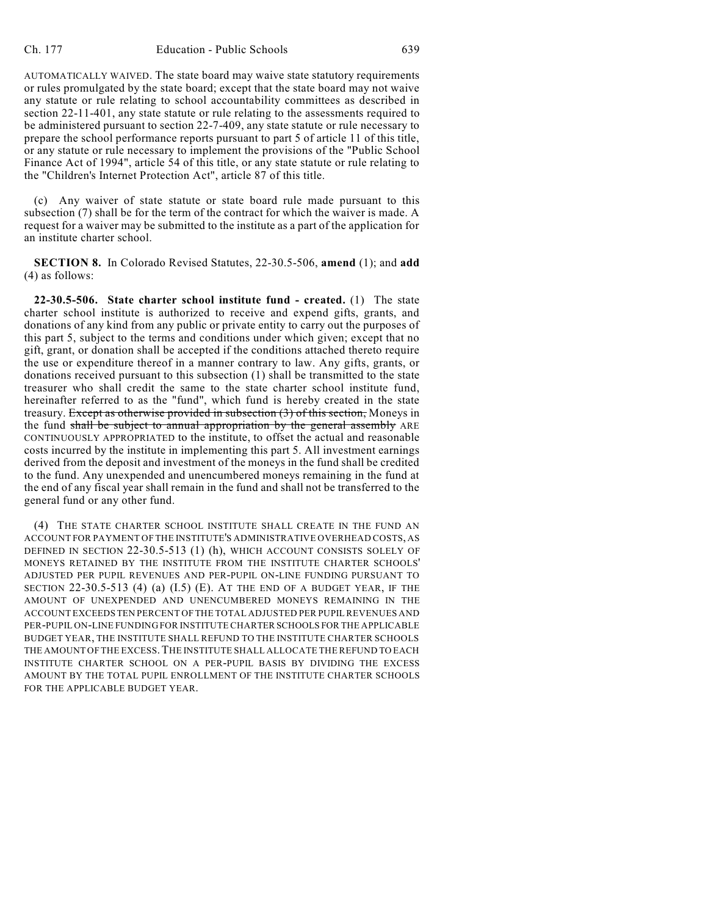AUTOMATICALLY WAIVED. The state board may waive state statutory requirements or rules promulgated by the state board; except that the state board may not waive any statute or rule relating to school accountability committees as described in section 22-11-401, any state statute or rule relating to the assessments required to be administered pursuant to section 22-7-409, any state statute or rule necessary to prepare the school performance reports pursuant to part 5 of article 11 of this title, or any statute or rule necessary to implement the provisions of the "Public School Finance Act of 1994", article 54 of this title, or any state statute or rule relating to the "Children's Internet Protection Act", article 87 of this title.

(c) Any waiver of state statute or state board rule made pursuant to this subsection (7) shall be for the term of the contract for which the waiver is made. A request for a waiver may be submitted to the institute as a part of the application for an institute charter school.

**SECTION 8.** In Colorado Revised Statutes, 22-30.5-506, **amend** (1); and **add** (4) as follows:

**22-30.5-506. State charter school institute fund - created.** (1) The state charter school institute is authorized to receive and expend gifts, grants, and donations of any kind from any public or private entity to carry out the purposes of this part 5, subject to the terms and conditions under which given; except that no gift, grant, or donation shall be accepted if the conditions attached thereto require the use or expenditure thereof in a manner contrary to law. Any gifts, grants, or donations received pursuant to this subsection (1) shall be transmitted to the state treasurer who shall credit the same to the state charter school institute fund, hereinafter referred to as the "fund", which fund is hereby created in the state treasury. ~~Except as otherwise provided in subsection (3) of this section,~~ Moneys in the fund ~~shall be subject to annual appropriation by the general assembly~~ ARE CONTINUOUSLY APPROPRIATED to the institute, to offset the actual and reasonable costs incurred by the institute in implementing this part 5. All investment earnings derived from the deposit and investment of the moneys in the fund shall be credited to the fund. Any unexpended and unencumbered moneys remaining in the fund at the end of any fiscal year shall remain in the fund and shall not be transferred to the general fund or any other fund.

(4) THE STATE CHARTER SCHOOL INSTITUTE SHALL CREATE IN THE FUND AN ACCOUNT FOR PAYMENT OF THE INSTITUTE'S ADMINISTRATIVE OVERHEAD COSTS, AS DEFINED IN SECTION 22-30.5-513 (1) (h), WHICH ACCOUNT CONSISTS SOLELY OF MONEYS RETAINED BY THE INSTITUTE FROM THE INSTITUTE CHARTER SCHOOLS' ADJUSTED PER PUPIL REVENUES AND PER-PUPIL ON-LINE FUNDING PURSUANT TO SECTION 22-30.5-513 (4) (a) (I.5) (E). AT THE END OF A BUDGET YEAR, IF THE AMOUNT OF UNEXPENDED AND UNENCUMBERED MONEYS REMAINING IN THE ACCOUNT EXCEEDS TEN PERCENT OF THE TOTAL ADJUSTED PER PUPIL REVENUES AND PER-PUPIL ON-LINE FUNDING FOR INSTITUTE CHARTER SCHOOLS FOR THE APPLICABLE BUDGET YEAR, THE INSTITUTE SHALL REFUND TO THE INSTITUTE CHARTER SCHOOLS THE AMOUNT OF THE EXCESS. THE INSTITUTE SHALL ALLOCATE THE REFUND TO EACH INSTITUTE CHARTER SCHOOL ON A PER-PUPIL BASIS BY DIVIDING THE EXCESS AMOUNT BY THE TOTAL PUPIL ENROLLMENT OF THE INSTITUTE CHARTER SCHOOLS FOR THE APPLICABLE BUDGET YEAR.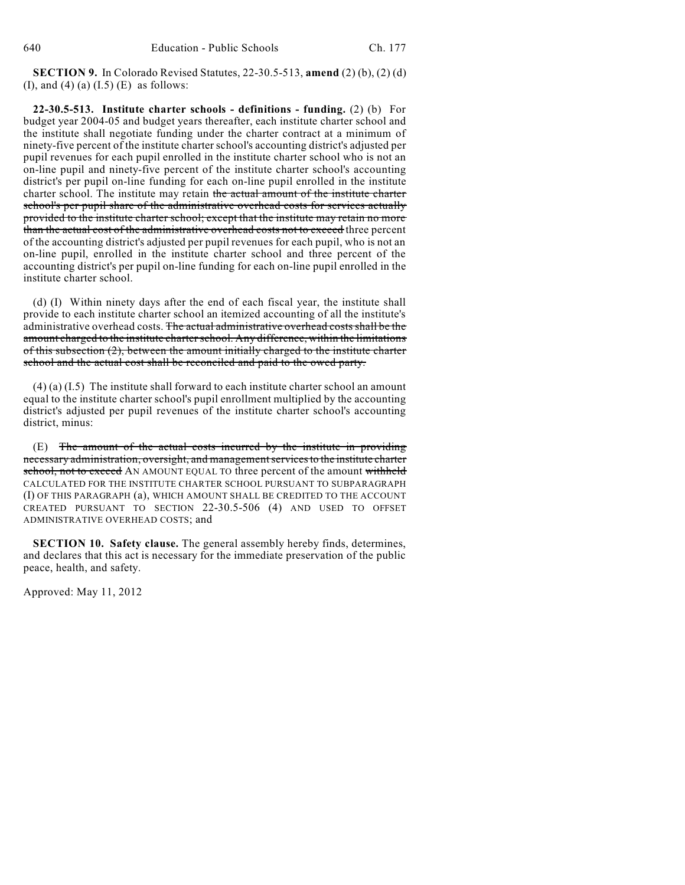**SECTION 9.** In Colorado Revised Statutes, 22-30.5-513, **amend** (2) (b), (2) (d) (I), and (4) (a) (I.5) (E) as follows:

**22-30.5-513. Institute charter schools - definitions - funding.** (2) (b) For budget year 2004-05 and budget years thereafter, each institute charter school and the institute shall negotiate funding under the charter contract at a minimum of ninety-five percent of the institute charter school's accounting district's adjusted per pupil revenues for each pupil enrolled in the institute charter school who is not an on-line pupil and ninety-five percent of the institute charter school's accounting district's per pupil on-line funding for each on-line pupil enrolled in the institute charter school. The institute may retain ~~the actual amount of the institute charter school's per pupil share of the administrative overhead costs for services actually provided to the institute charter school; except that the institute may retain no more than the actual cost of the administrative overhead costs not to exceed~~ three percent of the accounting district's adjusted per pupil revenues for each pupil, who is not an on-line pupil, enrolled in the institute charter school and three percent of the accounting district's per pupil on-line funding for each on-line pupil enrolled in the institute charter school.

(d) (I) Within ninety days after the end of each fiscal year, the institute shall provide to each institute charter school an itemized accounting of all the institute's administrative overhead costs. ~~The actual administrative overhead costs shall be the amount charged to the institute charter school. Any difference, within the limitations of this subsection (2), between the amount initially charged to the institute charter school and the actual cost shall be reconciled and paid to the owed party.~~

(4) (a) (I.5) The institute shall forward to each institute charter school an amount equal to the institute charter school's pupil enrollment multiplied by the accounting district's adjusted per pupil revenues of the institute charter school's accounting district, minus:

(E) ~~The amount of the actual costs incurred by the institute in providing necessary administration, oversight, and management services to the institute charter school, not to exceed~~ AN AMOUNT EQUAL TO three percent of the amount ~~withheld~~ CALCULATED FOR THE INSTITUTE CHARTER SCHOOL PURSUANT TO SUBPARAGRAPH (I) OF THIS PARAGRAPH (a), WHICH AMOUNT SHALL BE CREDITED TO THE ACCOUNT CREATED PURSUANT TO SECTION 22-30.5-506 (4) AND USED TO OFFSET ADMINISTRATIVE OVERHEAD COSTS; and

**SECTION 10. Safety clause.** The general assembly hereby finds, determines, and declares that this act is necessary for the immediate preservation of the public peace, health, and safety.

Approved: May 11, 2012